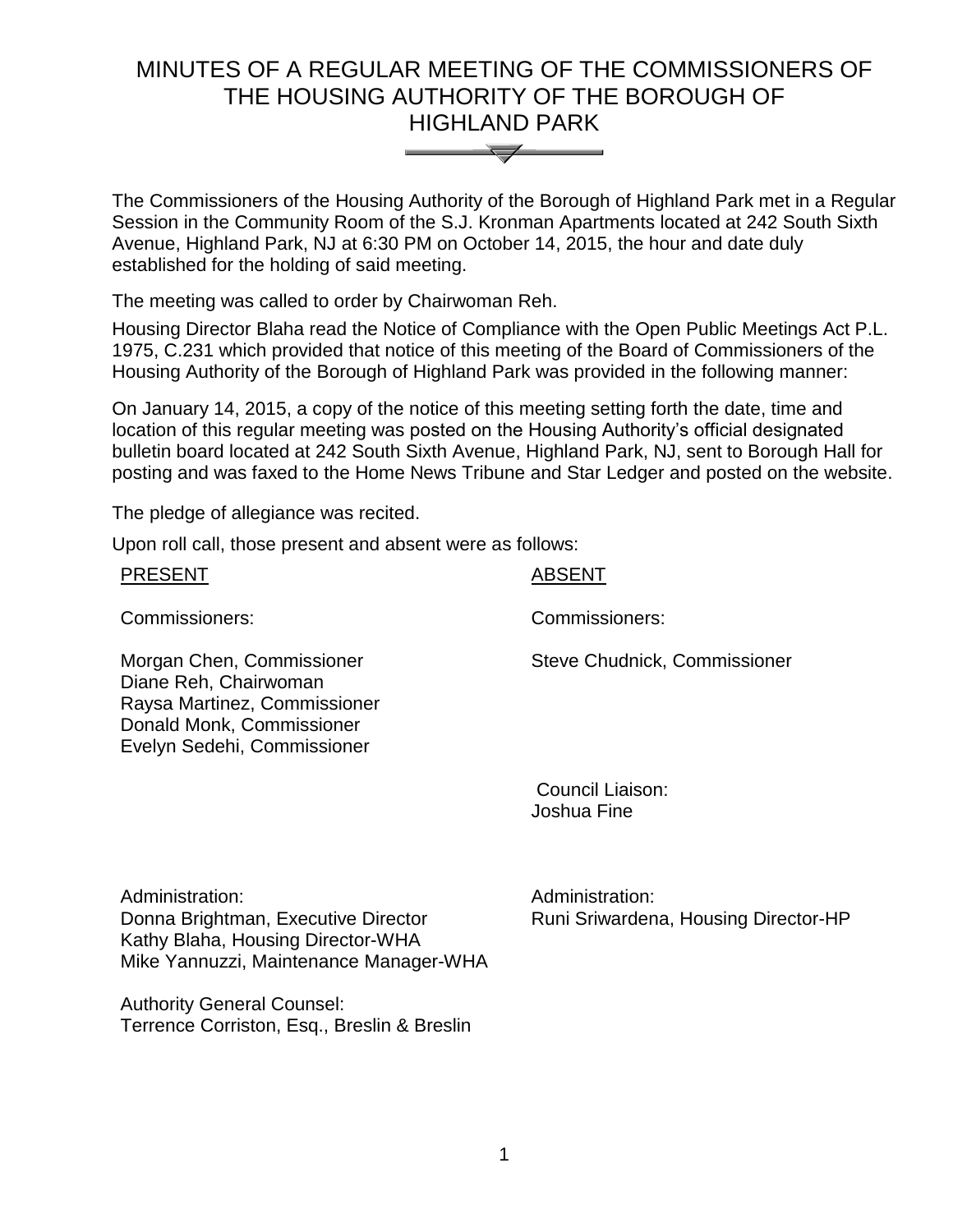# MINUTES OF A REGULAR MEETING OF THE COMMISSIONERS OF THE HOUSING AUTHORITY OF THE BOROUGH OF HIGHLAND PARK

The Commissioners of the Housing Authority of the Borough of Highland Park met in a Regular Session in the Community Room of the S.J. Kronman Apartments located at 242 South Sixth Avenue, Highland Park, NJ at 6:30 PM on October 14, 2015, the hour and date duly established for the holding of said meeting.

The meeting was called to order by Chairwoman Reh.

Housing Director Blaha read the Notice of Compliance with the Open Public Meetings Act P.L. 1975, C.231 which provided that notice of this meeting of the Board of Commissioners of the Housing Authority of the Borough of Highland Park was provided in the following manner:

On January 14, 2015, a copy of the notice of this meeting setting forth the date, time and location of this regular meeting was posted on the Housing Authority's official designated bulletin board located at 242 South Sixth Avenue, Highland Park, NJ, sent to Borough Hall for posting and was faxed to the Home News Tribune and Star Ledger and posted on the website.

The pledge of allegiance was recited.

Upon roll call, those present and absent were as follows:

PRESENT

Commissioners:

Morgan Chen, Commissioner
Diane Reh, Chairwoman
Raysa Martinez, Commissioner
Donald Monk, Commissioner
Evelyn Sedehi, Commissioner

Administration:
Donna Brightman, Executive Director
Kathy Blaha, Housing Director-WHA
Mike Yannuzzi, Maintenance Manager-WHA

Authority General Counsel:
Terrence Corriston, Esq., Breslin & Breslin

ABSENT

Commissioners:

Steve Chudnick, Commissioner

Council Liaison:
Joshua Fine

Administration:
Runi Sriwardena, Housing Director-HP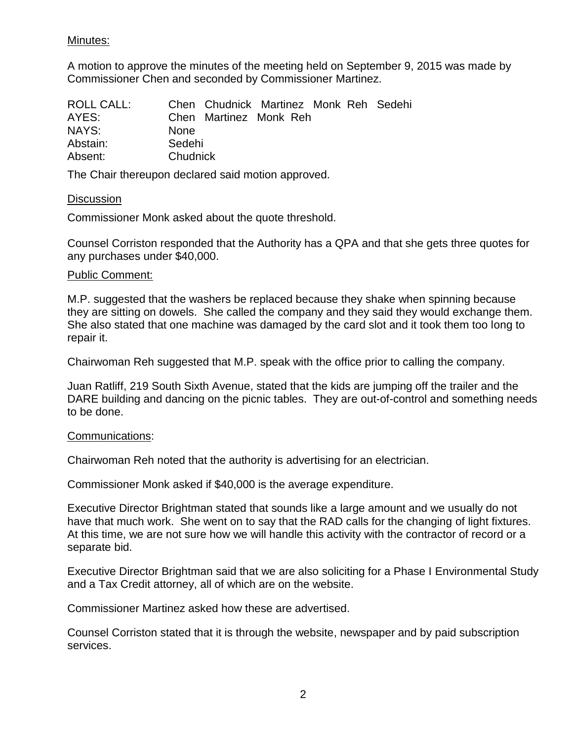Minutes:

A motion to approve the minutes of the meeting held on September 9, 2015 was made by Commissioner Chen and seconded by Commissioner Martinez.

| | |
|---|---|
| ROLL CALL: | Chen Chudnick Martinez Monk Reh Sedehi |
| AYES: | Chen Martinez Monk Reh |
| NAYS: | None |
| Abstain: | Sedehi |
| Absent: | Chudnick |

The Chair thereupon declared said motion approved.

Discussion

Commissioner Monk asked about the quote threshold.

Counsel Corriston responded that the Authority has a QPA and that she gets three quotes for any purchases under $40,000.

Public Comment:

M.P. suggested that the washers be replaced because they shake when spinning because they are sitting on dowels. She called the company and they said they would exchange them. She also stated that one machine was damaged by the card slot and it took them too long to repair it.

Chairwoman Reh suggested that M.P. speak with the office prior to calling the company.

Juan Ratliff, 219 South Sixth Avenue, stated that the kids are jumping off the trailer and the DARE building and dancing on the picnic tables. They are out-of-control and something needs to be done.

Communications:

Chairwoman Reh noted that the authority is advertising for an electrician.

Commissioner Monk asked if $40,000 is the average expenditure.

Executive Director Brightman stated that sounds like a large amount and we usually do not have that much work. She went on to say that the RAD calls for the changing of light fixtures. At this time, we are not sure how we will handle this activity with the contractor of record or a separate bid.

Executive Director Brightman said that we are also soliciting for a Phase I Environmental Study and a Tax Credit attorney, all of which are on the website.

Commissioner Martinez asked how these are advertised.

Counsel Corriston stated that it is through the website, newspaper and by paid subscription services.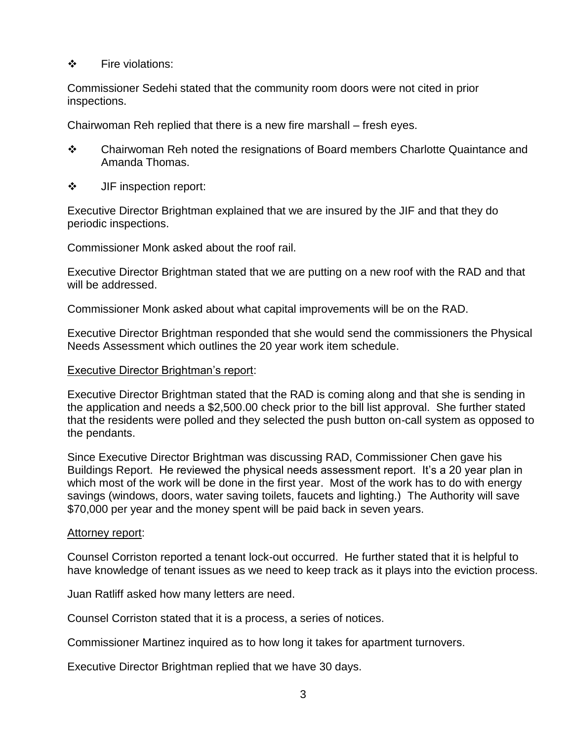- ❖ Fire violations:

Commissioner Sedehi stated that the community room doors were not cited in prior inspections.

Chairwoman Reh replied that there is a new fire marshall – fresh eyes.

- ❖ Chairwoman Reh noted the resignations of Board members Charlotte Quaintance and Amanda Thomas.

- ❖ JIF inspection report:

Executive Director Brightman explained that we are insured by the JIF and that they do periodic inspections.

Commissioner Monk asked about the roof rail.

Executive Director Brightman stated that we are putting on a new roof with the RAD and that will be addressed.

Commissioner Monk asked about what capital improvements will be on the RAD.

Executive Director Brightman responded that she would send the commissioners the Physical Needs Assessment which outlines the 20 year work item schedule.

<u>Executive Director Brightman's report</u>:

Executive Director Brightman stated that the RAD is coming along and that she is sending in the application and needs a $2,500.00 check prior to the bill list approval. She further stated that the residents were polled and they selected the push button on-call system as opposed to the pendants.

Since Executive Director Brightman was discussing RAD, Commissioner Chen gave his Buildings Report. He reviewed the physical needs assessment report. It's a 20 year plan in which most of the work will be done in the first year. Most of the work has to do with energy savings (windows, doors, water saving toilets, faucets and lighting.) The Authority will save $70,000 per year and the money spent will be paid back in seven years.

<u>Attorney report</u>:

Counsel Corriston reported a tenant lock-out occurred. He further stated that it is helpful to have knowledge of tenant issues as we need to keep track as it plays into the eviction process.

Juan Ratliff asked how many letters are need.

Counsel Corriston stated that it is a process, a series of notices.

Commissioner Martinez inquired as to how long it takes for apartment turnovers.

Executive Director Brightman replied that we have 30 days.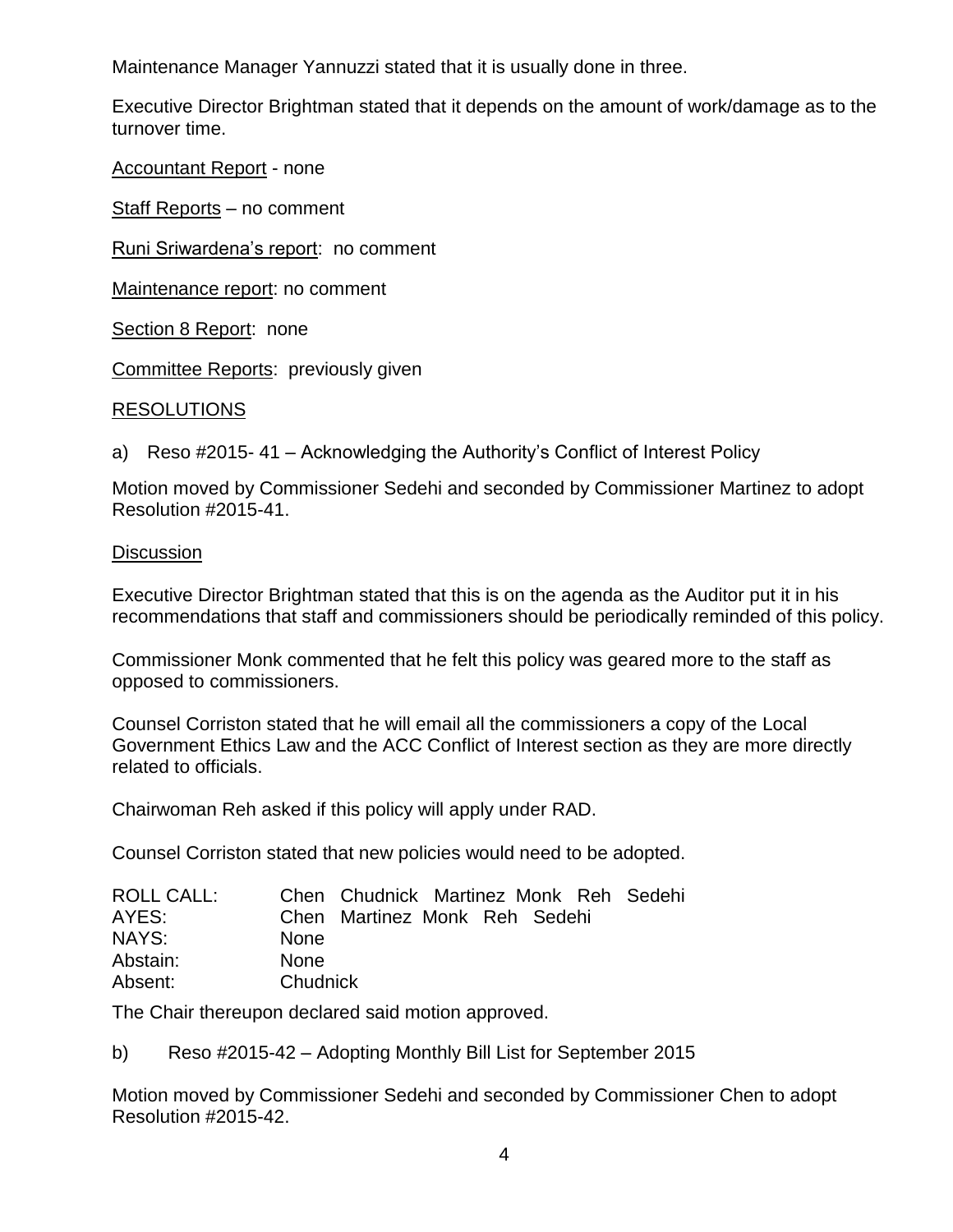Maintenance Manager Yannuzzi stated that it is usually done in three.

Executive Director Brightman stated that it depends on the amount of work/damage as to the turnover time.

Accountant Report - none

Staff Reports – no comment

Runi Sriwardena's report: no comment

Maintenance report: no comment

Section 8 Report: none

Committee Reports: previously given

RESOLUTIONS

a) Reso #2015- 41 – Acknowledging the Authority's Conflict of Interest Policy

Motion moved by Commissioner Sedehi and seconded by Commissioner Martinez to adopt Resolution #2015-41.

Discussion

Executive Director Brightman stated that this is on the agenda as the Auditor put it in his recommendations that staff and commissioners should be periodically reminded of this policy.

Commissioner Monk commented that he felt this policy was geared more to the staff as opposed to commissioners.

Counsel Corriston stated that he will email all the commissioners a copy of the Local Government Ethics Law and the ACC Conflict of Interest section as they are more directly related to officials.

Chairwoman Reh asked if this policy will apply under RAD.

Counsel Corriston stated that new policies would need to be adopted.

ROLL CALL: Chen Chudnick Martinez Monk Reh Sedehi
AYES: Chen Martinez Monk Reh Sedehi
NAYS: None
Abstain: None
Absent: Chudnick

The Chair thereupon declared said motion approved.

b) Reso #2015-42 – Adopting Monthly Bill List for September 2015

Motion moved by Commissioner Sedehi and seconded by Commissioner Chen to adopt Resolution #2015-42.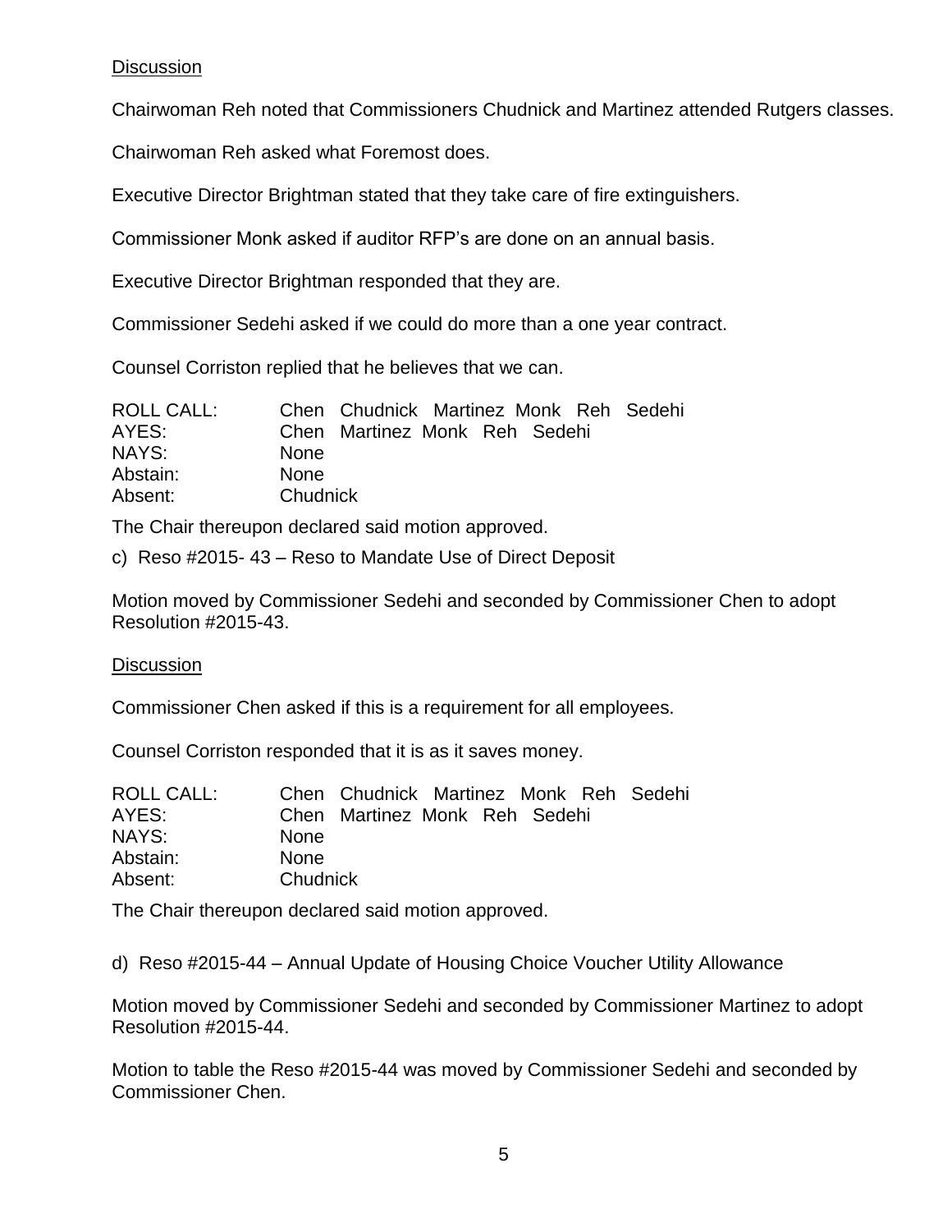Discussion

Chairwoman Reh noted that Commissioners Chudnick and Martinez attended Rutgers classes.

Chairwoman Reh asked what Foremost does.

Executive Director Brightman stated that they take care of fire extinguishers.

Commissioner Monk asked if auditor RFP's are done on an annual basis.

Executive Director Brightman responded that they are.

Commissioner Sedehi asked if we could do more than a one year contract.

Counsel Corriston replied that he believes that we can.

| | |
|---|---|
| ROLL CALL: | Chen Chudnick Martinez Monk Reh Sedehi |
| AYES: | Chen Martinez Monk Reh Sedehi |
| NAYS: | None |
| Abstain: | None |
| Absent: | Chudnick |

The Chair thereupon declared said motion approved.

c) Reso #2015- 43 – Reso to Mandate Use of Direct Deposit

Motion moved by Commissioner Sedehi and seconded by Commissioner Chen to adopt Resolution #2015-43.

Discussion

Commissioner Chen asked if this is a requirement for all employees.

Counsel Corriston responded that it is as it saves money.

| | |
|---|---|
| ROLL CALL: | Chen Chudnick Martinez Monk Reh Sedehi |
| AYES: | Chen Martinez Monk Reh Sedehi |
| NAYS: | None |
| Abstain: | None |
| Absent: | Chudnick |

The Chair thereupon declared said motion approved.

d) Reso #2015-44 – Annual Update of Housing Choice Voucher Utility Allowance

Motion moved by Commissioner Sedehi and seconded by Commissioner Martinez to adopt Resolution #2015-44.

Motion to table the Reso #2015-44 was moved by Commissioner Sedehi and seconded by Commissioner Chen.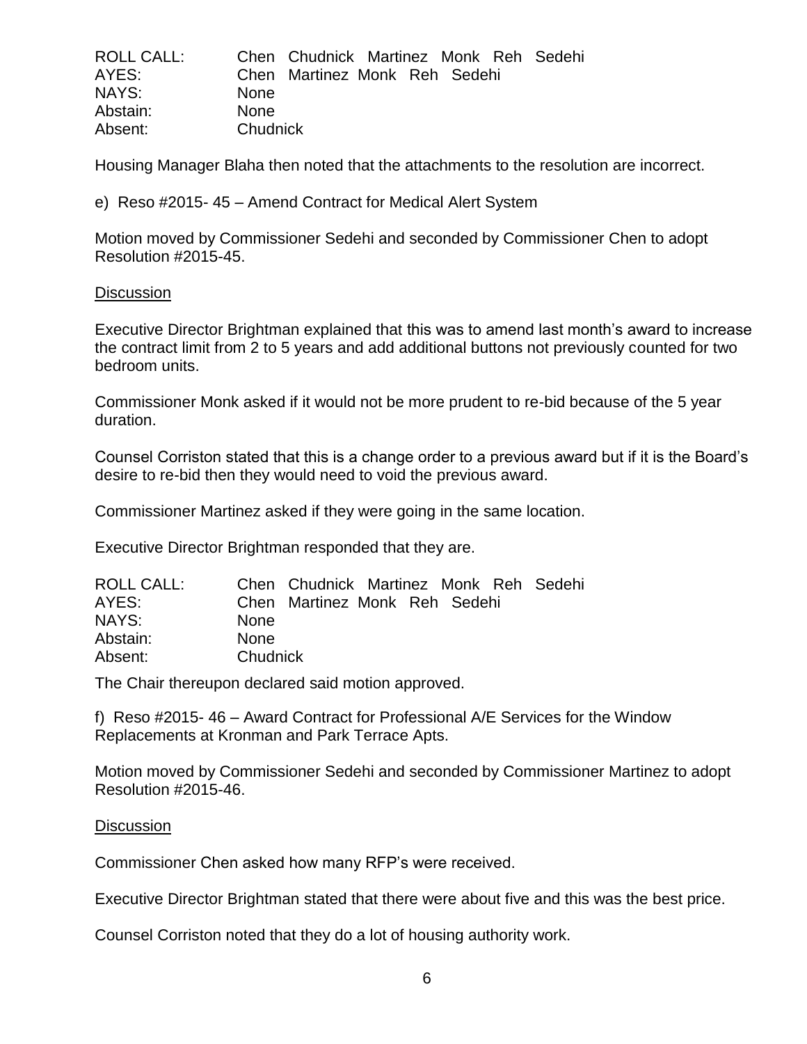| ROLL CALL: | Chen Chudnick Martinez Monk Reh Sedehi |
|---|---|
| AYES: | Chen Martinez Monk Reh Sedehi |
| NAYS: | None |
| Abstain: | None |
| Absent: | Chudnick |

Housing Manager Blaha then noted that the attachments to the resolution are incorrect.

e) Reso #2015- 45 – Amend Contract for Medical Alert System

Motion moved by Commissioner Sedehi and seconded by Commissioner Chen to adopt Resolution #2015-45.

Discussion

Executive Director Brightman explained that this was to amend last month's award to increase the contract limit from 2 to 5 years and add additional buttons not previously counted for two bedroom units.

Commissioner Monk asked if it would not be more prudent to re-bid because of the 5 year duration.

Counsel Corriston stated that this is a change order to a previous award but if it is the Board's desire to re-bid then they would need to void the previous award.

Commissioner Martinez asked if they were going in the same location.

Executive Director Brightman responded that they are.

| ROLL CALL: | Chen Chudnick Martinez Monk Reh Sedehi |
|---|---|
| AYES: | Chen Martinez Monk Reh Sedehi |
| NAYS: | None |
| Abstain: | None |
| Absent: | Chudnick |

The Chair thereupon declared said motion approved.

f) Reso #2015- 46 – Award Contract for Professional A/E Services for the Window Replacements at Kronman and Park Terrace Apts.

Motion moved by Commissioner Sedehi and seconded by Commissioner Martinez to adopt Resolution #2015-46.

Discussion

Commissioner Chen asked how many RFP's were received.

Executive Director Brightman stated that there were about five and this was the best price.

Counsel Corriston noted that they do a lot of housing authority work.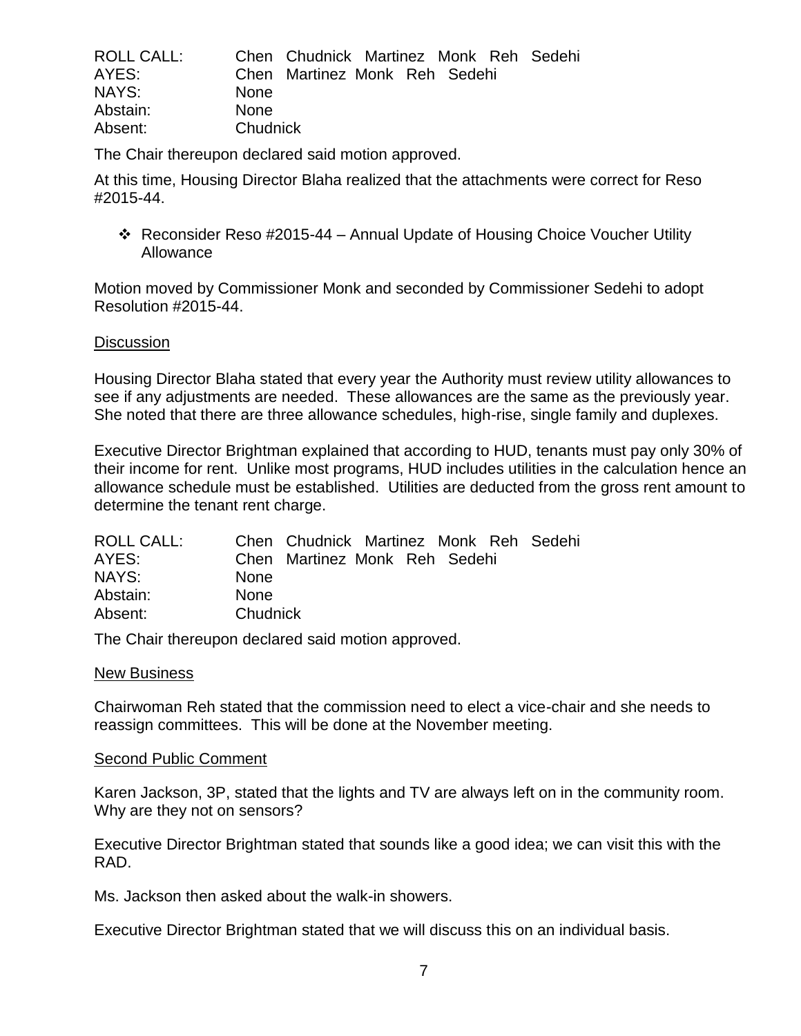| ROLL CALL: | Chen Chudnick Martinez Monk Reh Sedehi |
| --- | --- |
| AYES: | Chen Martinez Monk Reh Sedehi |
| NAYS: | None |
| Abstain: | None |
| Absent: | Chudnick |

The Chair thereupon declared said motion approved.

At this time, Housing Director Blaha realized that the attachments were correct for Reso #2015-44.

- Reconsider Reso #2015-44 – Annual Update of Housing Choice Voucher Utility Allowance

Motion moved by Commissioner Monk and seconded by Commissioner Sedehi to adopt Resolution #2015-44.

Discussion

Housing Director Blaha stated that every year the Authority must review utility allowances to see if any adjustments are needed. These allowances are the same as the previously year. She noted that there are three allowance schedules, high-rise, single family and duplexes.

Executive Director Brightman explained that according to HUD, tenants must pay only 30% of their income for rent. Unlike most programs, HUD includes utilities in the calculation hence an allowance schedule must be established. Utilities are deducted from the gross rent amount to determine the tenant rent charge.

| ROLL CALL: | Chen Chudnick Martinez Monk Reh Sedehi |
| --- | --- |
| AYES: | Chen Martinez Monk Reh Sedehi |
| NAYS: | None |
| Abstain: | None |
| Absent: | Chudnick |

The Chair thereupon declared said motion approved.

New Business

Chairwoman Reh stated that the commission need to elect a vice-chair and she needs to reassign committees. This will be done at the November meeting.

Second Public Comment

Karen Jackson, 3P, stated that the lights and TV are always left on in the community room. Why are they not on sensors?

Executive Director Brightman stated that sounds like a good idea; we can visit this with the RAD.

Ms. Jackson then asked about the walk-in showers.

Executive Director Brightman stated that we will discuss this on an individual basis.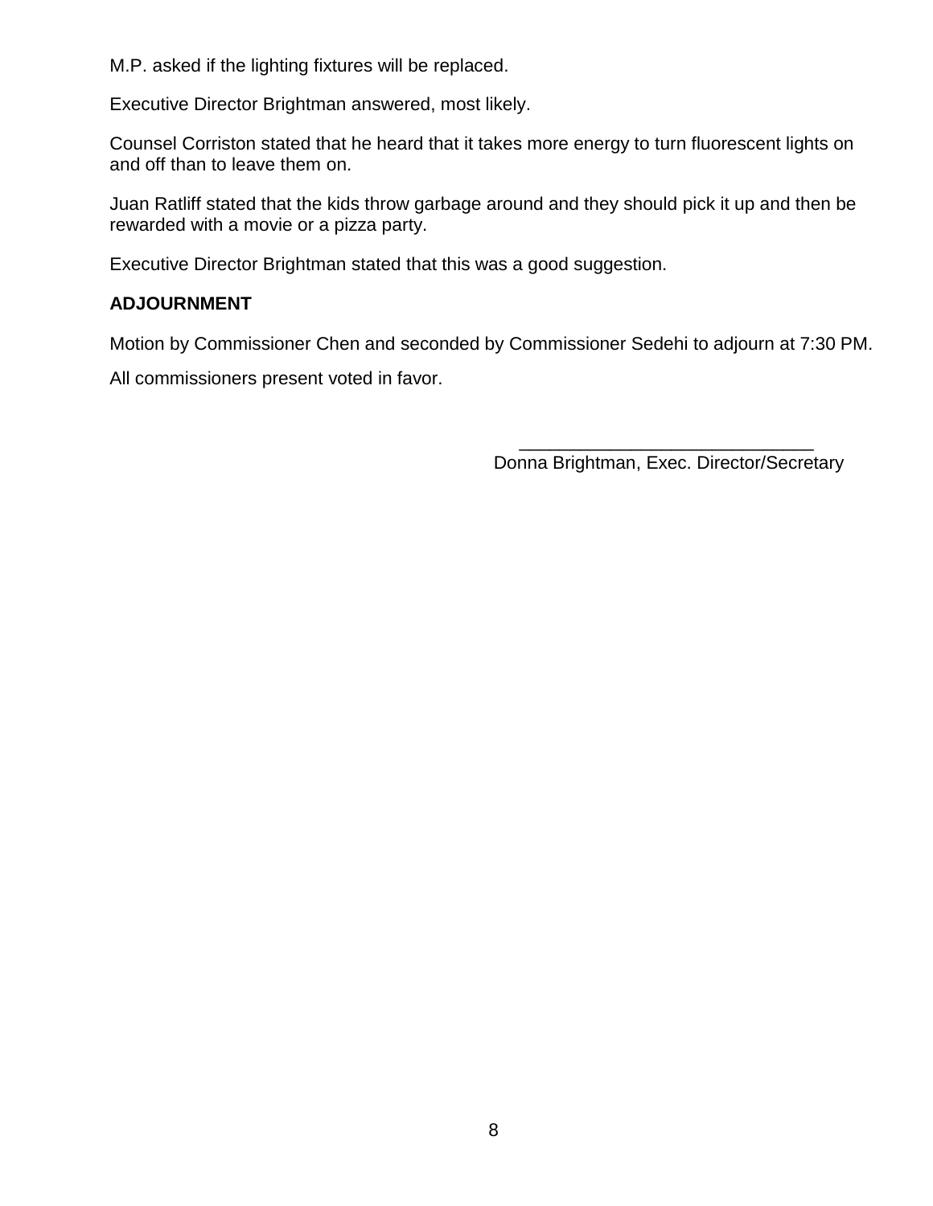M.P. asked if the lighting fixtures will be replaced.

Executive Director Brightman answered, most likely.

Counsel Corriston stated that he heard that it takes more energy to turn fluorescent lights on and off than to leave them on.

Juan Ratliff stated that the kids throw garbage around and they should pick it up and then be rewarded with a movie or a pizza party.

Executive Director Brightman stated that this was a good suggestion.

**ADJOURNMENT**

Motion by Commissioner Chen and seconded by Commissioner Sedehi to adjourn at 7:30 PM.

All commissioners present voted in favor.

\_\_\_\_\_\_\_\_\_\_\_\_\_\_\_\_\_\_\_\_\_\_\_\_\_\_\_\_\_\_

Donna Brightman, Exec. Director/Secretary